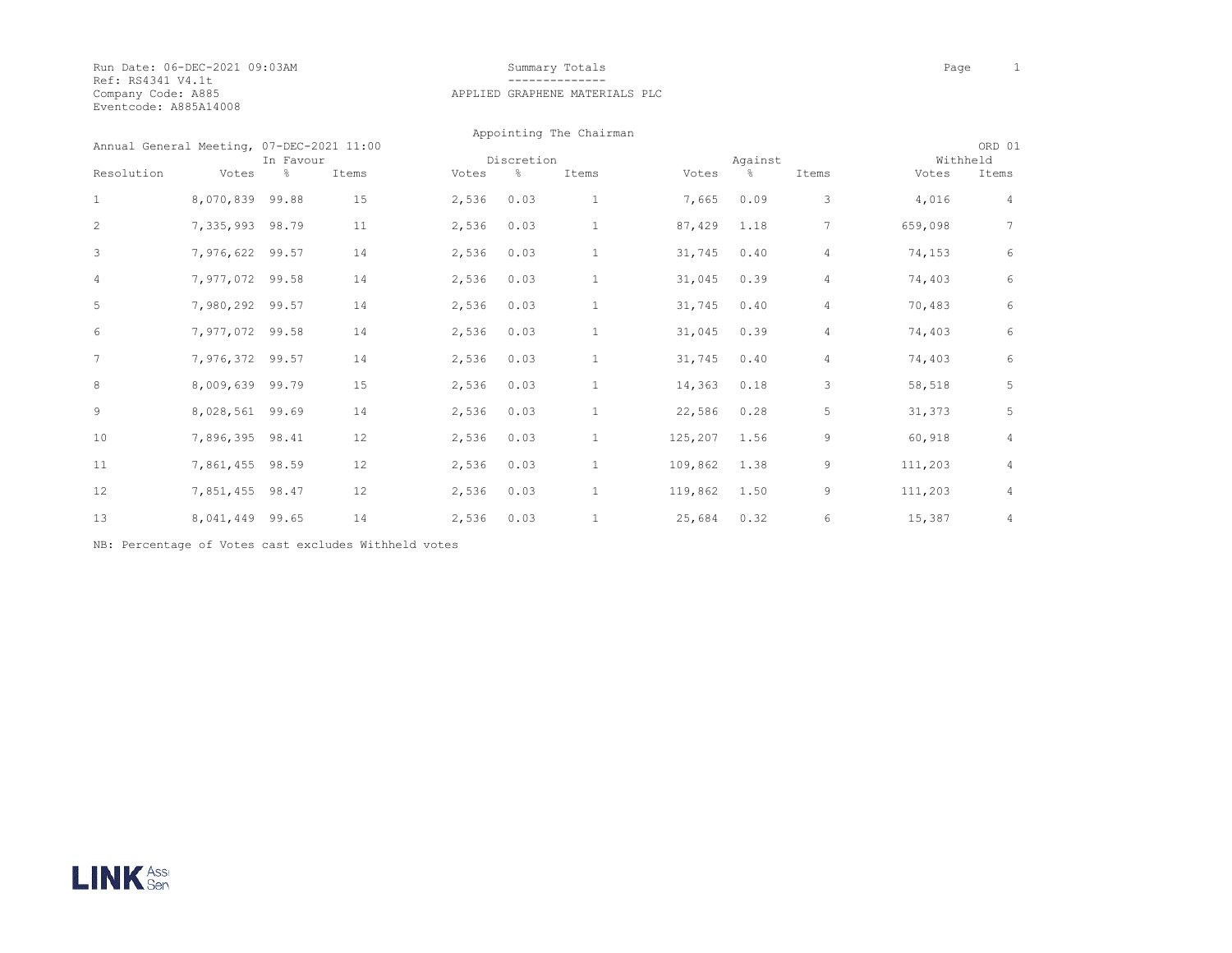Run Date: 06-DEC-2021 09:03AM
Ref: RS4341 V4.1t
Company Code: A885
Eventcode: A885A14008

# Summary Totals

## APPLIED GRAPHENE MATERIALS PLC

Appointing The Chairman

Annual General Meeting, 07-DEC-2021 11:00

ORD 01

| Resolution | In Favour Votes | % | Items | Discretion Votes | % | Items | Against Votes | % | Items | Withheld Votes | Items |
|---|---|---|---|---|---|---|---|---|---|---|---|
| 1 | 8,070,839 | 99.88 | 15 | 2,536 | 0.03 | 1 | 7,665 | 0.09 | 3 | 4,016 | 4 |
| 2 | 7,335,993 | 98.79 | 11 | 2,536 | 0.03 | 1 | 87,429 | 1.18 | 7 | 659,098 | 7 |
| 3 | 7,976,622 | 99.57 | 14 | 2,536 | 0.03 | 1 | 31,745 | 0.40 | 4 | 74,153 | 6 |
| 4 | 7,977,072 | 99.58 | 14 | 2,536 | 0.03 | 1 | 31,045 | 0.39 | 4 | 74,403 | 6 |
| 5 | 7,980,292 | 99.57 | 14 | 2,536 | 0.03 | 1 | 31,745 | 0.40 | 4 | 70,483 | 6 |
| 6 | 7,977,072 | 99.58 | 14 | 2,536 | 0.03 | 1 | 31,045 | 0.39 | 4 | 74,403 | 6 |
| 7 | 7,976,372 | 99.57 | 14 | 2,536 | 0.03 | 1 | 31,745 | 0.40 | 4 | 74,403 | 6 |
| 8 | 8,009,639 | 99.79 | 15 | 2,536 | 0.03 | 1 | 14,363 | 0.18 | 3 | 58,518 | 5 |
| 9 | 8,028,561 | 99.69 | 14 | 2,536 | 0.03 | 1 | 22,586 | 0.28 | 5 | 31,373 | 5 |
| 10 | 7,896,395 | 98.41 | 12 | 2,536 | 0.03 | 1 | 125,207 | 1.56 | 9 | 60,918 | 4 |
| 11 | 7,861,455 | 98.59 | 12 | 2,536 | 0.03 | 1 | 109,862 | 1.38 | 9 | 111,203 | 4 |
| 12 | 7,851,455 | 98.47 | 12 | 2,536 | 0.03 | 1 | 119,862 | 1.50 | 9 | 111,203 | 4 |
| 13 | 8,041,449 | 99.65 | 14 | 2,536 | 0.03 | 1 | 25,684 | 0.32 | 6 | 15,387 | 4 |

NB: Percentage of Votes cast excludes Withheld votes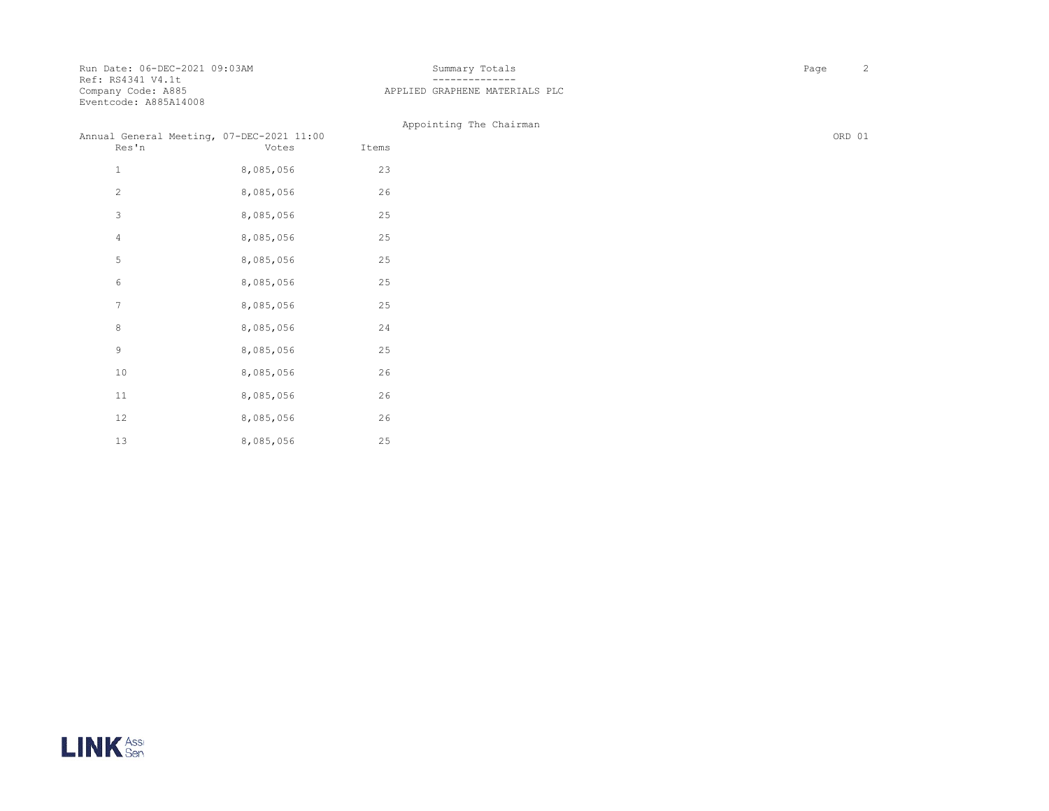Run Date: 06-DEC-2021 09:03AM
Ref: RS4341 V4.1t
Company Code: A885
Eventcode: A885A14008

## Summary Totals

## APPLIED GRAPHENE MATERIALS PLC

### Appointing The Chairman

Annual General Meeting, 07-DEC-2021 11:00 — ORD 01

| Res'n | Votes | Items |
| --- | --- | --- |
| 1 | 8,085,056 | 23 |
| 2 | 8,085,056 | 26 |
| 3 | 8,085,056 | 25 |
| 4 | 8,085,056 | 25 |
| 5 | 8,085,056 | 25 |
| 6 | 8,085,056 | 25 |
| 7 | 8,085,056 | 25 |
| 8 | 8,085,056 | 24 |
| 9 | 8,085,056 | 25 |
| 10 | 8,085,056 | 26 |
| 11 | 8,085,056 | 26 |
| 12 | 8,085,056 | 26 |
| 13 | 8,085,056 | 25 |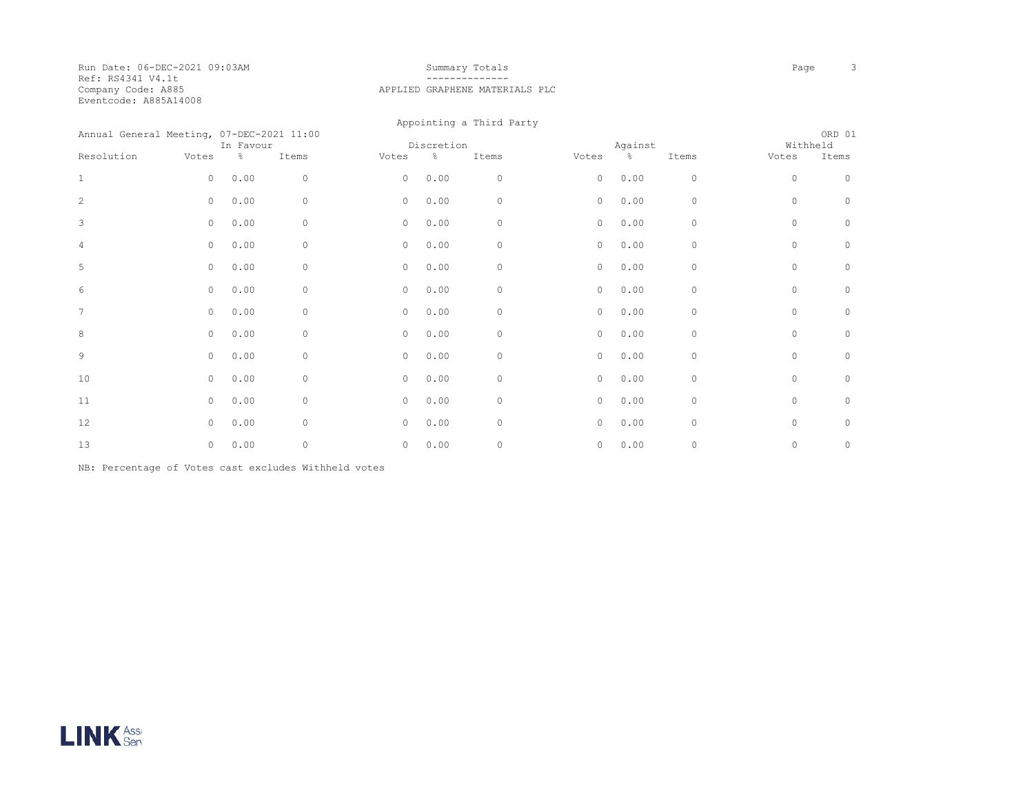Run Date: 06-DEC-2021 09:03AM
Ref: RS4341 V4.1t
Company Code: A885
Eventcode: A885A14008

## Summary Totals

APPLIED GRAPHENE MATERIALS PLC

Appointing a Third Party

Annual General Meeting, 07-DEC-2021 11:00 — ORD 01

| Resolution | In Favour | | | Discretion | | | Against | | | Withheld | |
|---|---|---|---|---|---|---|---|---|---|---|---|
| | Votes | % | Items | Votes | % | Items | Votes | % | Items | Votes | Items |
| 1 | 0 | 0.00 | 0 | 0 | 0.00 | 0 | 0 | 0.00 | 0 | 0 | 0 |
| 2 | 0 | 0.00 | 0 | 0 | 0.00 | 0 | 0 | 0.00 | 0 | 0 | 0 |
| 3 | 0 | 0.00 | 0 | 0 | 0.00 | 0 | 0 | 0.00 | 0 | 0 | 0 |
| 4 | 0 | 0.00 | 0 | 0 | 0.00 | 0 | 0 | 0.00 | 0 | 0 | 0 |
| 5 | 0 | 0.00 | 0 | 0 | 0.00 | 0 | 0 | 0.00 | 0 | 0 | 0 |
| 6 | 0 | 0.00 | 0 | 0 | 0.00 | 0 | 0 | 0.00 | 0 | 0 | 0 |
| 7 | 0 | 0.00 | 0 | 0 | 0.00 | 0 | 0 | 0.00 | 0 | 0 | 0 |
| 8 | 0 | 0.00 | 0 | 0 | 0.00 | 0 | 0 | 0.00 | 0 | 0 | 0 |
| 9 | 0 | 0.00 | 0 | 0 | 0.00 | 0 | 0 | 0.00 | 0 | 0 | 0 |
| 10 | 0 | 0.00 | 0 | 0 | 0.00 | 0 | 0 | 0.00 | 0 | 0 | 0 |
| 11 | 0 | 0.00 | 0 | 0 | 0.00 | 0 | 0 | 0.00 | 0 | 0 | 0 |
| 12 | 0 | 0.00 | 0 | 0 | 0.00 | 0 | 0 | 0.00 | 0 | 0 | 0 |
| 13 | 0 | 0.00 | 0 | 0 | 0.00 | 0 | 0 | 0.00 | 0 | 0 | 0 |

NB: Percentage of Votes cast excludes Withheld votes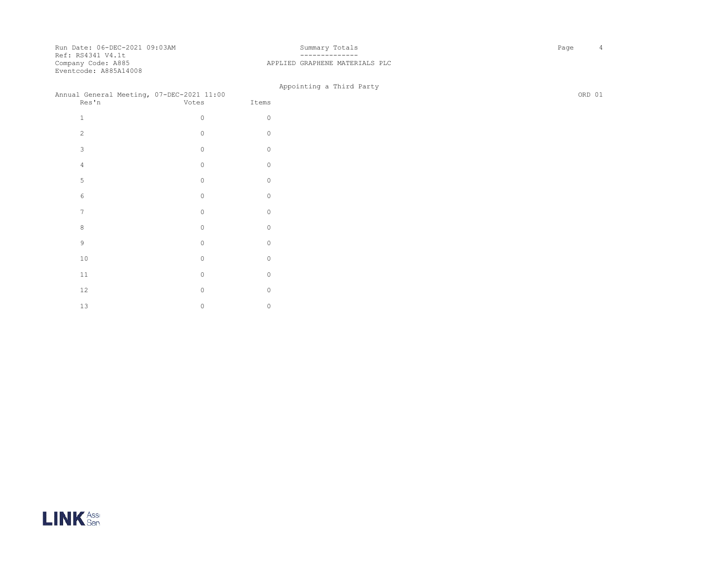Run Date: 06-DEC-2021 09:03AM
Ref: RS4341 V4.1t
Company Code: A885
Eventcode: A885A14008

## Summary Totals

APPLIED GRAPHENE MATERIALS PLC

### Appointing a Third Party

Annual General Meeting, 07-DEC-2021 11:00

ORD 01

| Res'n | Votes | Items |
|---|---|---|
| 1 | 0 | 0 |
| 2 | 0 | 0 |
| 3 | 0 | 0 |
| 4 | 0 | 0 |
| 5 | 0 | 0 |
| 6 | 0 | 0 |
| 7 | 0 | 0 |
| 8 | 0 | 0 |
| 9 | 0 | 0 |
| 10 | 0 | 0 |
| 11 | 0 | 0 |
| 12 | 0 | 0 |
| 13 | 0 | 0 |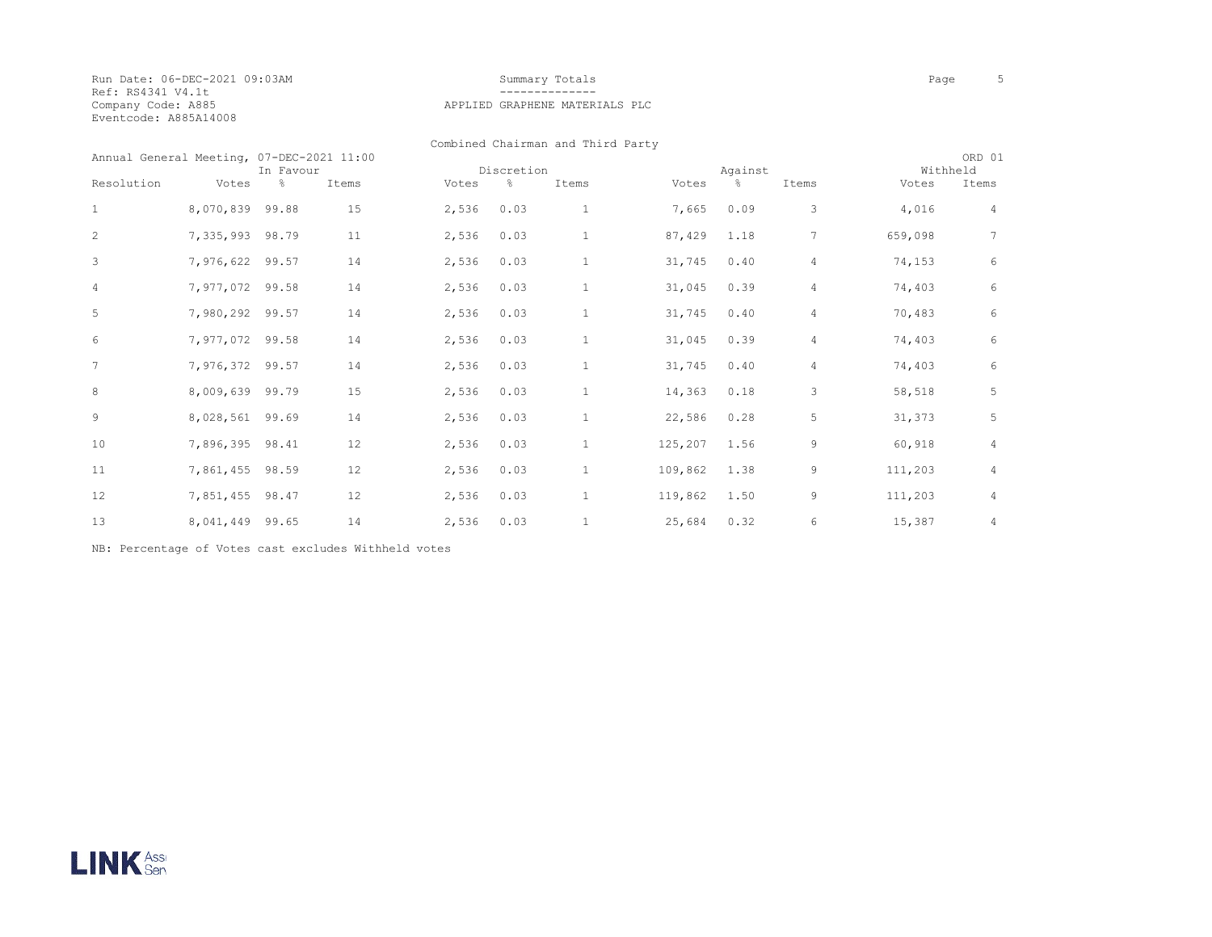Run Date: 06-DEC-2021 09:03AM
Ref: RS4341 V4.1t
Company Code: A885
Eventcode: A885A14008

## Summary Totals

## APPLIED GRAPHENE MATERIALS PLC

Combined Chairman and Third Party

Annual General Meeting, 07-DEC-2021 11:00 — ORD 01

| Resolution | In Favour Votes | In Favour % | In Favour Items | Discretion Votes | Discretion % | Discretion Items | Against Votes | Against % | Against Items | Withheld Votes | Withheld Items |
|---|---|---|---|---|---|---|---|---|---|---|---|
| 1 | 8,070,839 | 99.88 | 15 | 2,536 | 0.03 | 1 | 7,665 | 0.09 | 3 | 4,016 | 4 |
| 2 | 7,335,993 | 98.79 | 11 | 2,536 | 0.03 | 1 | 87,429 | 1.18 | 7 | 659,098 | 7 |
| 3 | 7,976,622 | 99.57 | 14 | 2,536 | 0.03 | 1 | 31,745 | 0.40 | 4 | 74,153 | 6 |
| 4 | 7,977,072 | 99.58 | 14 | 2,536 | 0.03 | 1 | 31,045 | 0.39 | 4 | 74,403 | 6 |
| 5 | 7,980,292 | 99.57 | 14 | 2,536 | 0.03 | 1 | 31,745 | 0.40 | 4 | 70,483 | 6 |
| 6 | 7,977,072 | 99.58 | 14 | 2,536 | 0.03 | 1 | 31,045 | 0.39 | 4 | 74,403 | 6 |
| 7 | 7,976,372 | 99.57 | 14 | 2,536 | 0.03 | 1 | 31,745 | 0.40 | 4 | 74,403 | 6 |
| 8 | 8,009,639 | 99.79 | 15 | 2,536 | 0.03 | 1 | 14,363 | 0.18 | 3 | 58,518 | 5 |
| 9 | 8,028,561 | 99.69 | 14 | 2,536 | 0.03 | 1 | 22,586 | 0.28 | 5 | 31,373 | 5 |
| 10 | 7,896,395 | 98.41 | 12 | 2,536 | 0.03 | 1 | 125,207 | 1.56 | 9 | 60,918 | 4 |
| 11 | 7,861,455 | 98.59 | 12 | 2,536 | 0.03 | 1 | 109,862 | 1.38 | 9 | 111,203 | 4 |
| 12 | 7,851,455 | 98.47 | 12 | 2,536 | 0.03 | 1 | 119,862 | 1.50 | 9 | 111,203 | 4 |
| 13 | 8,041,449 | 99.65 | 14 | 2,536 | 0.03 | 1 | 25,684 | 0.32 | 6 | 15,387 | 4 |

NB: Percentage of Votes cast excludes Withheld votes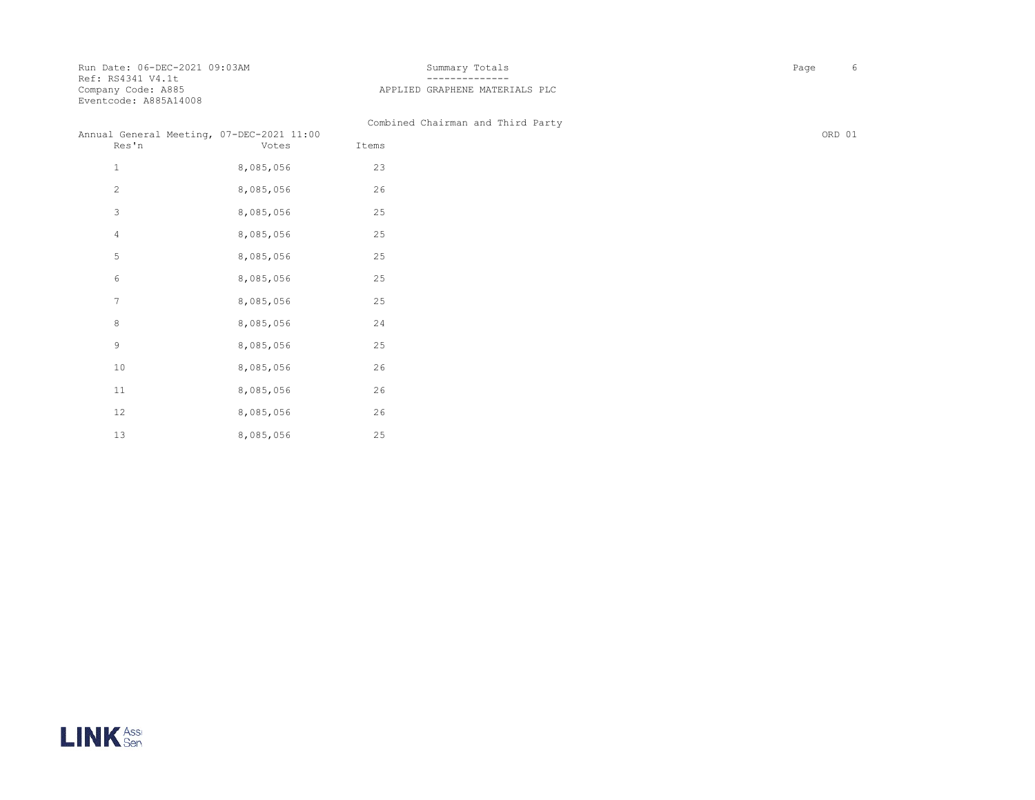Run Date: 06-DEC-2021 09:03AM
Ref: RS4341 V4.1t
Company Code: A885
Eventcode: A885A14008

## Summary Totals

## APPLIED GRAPHENE MATERIALS PLC

Combined Chairman and Third Party

Annual General Meeting, 07-DEC-2021 11:00

ORD 01

| Res'n | Votes | Items |
|---|---|---|
| 1 | 8,085,056 | 23 |
| 2 | 8,085,056 | 26 |
| 3 | 8,085,056 | 25 |
| 4 | 8,085,056 | 25 |
| 5 | 8,085,056 | 25 |
| 6 | 8,085,056 | 25 |
| 7 | 8,085,056 | 25 |
| 8 | 8,085,056 | 24 |
| 9 | 8,085,056 | 25 |
| 10 | 8,085,056 | 26 |
| 11 | 8,085,056 | 26 |
| 12 | 8,085,056 | 26 |
| 13 | 8,085,056 | 25 |